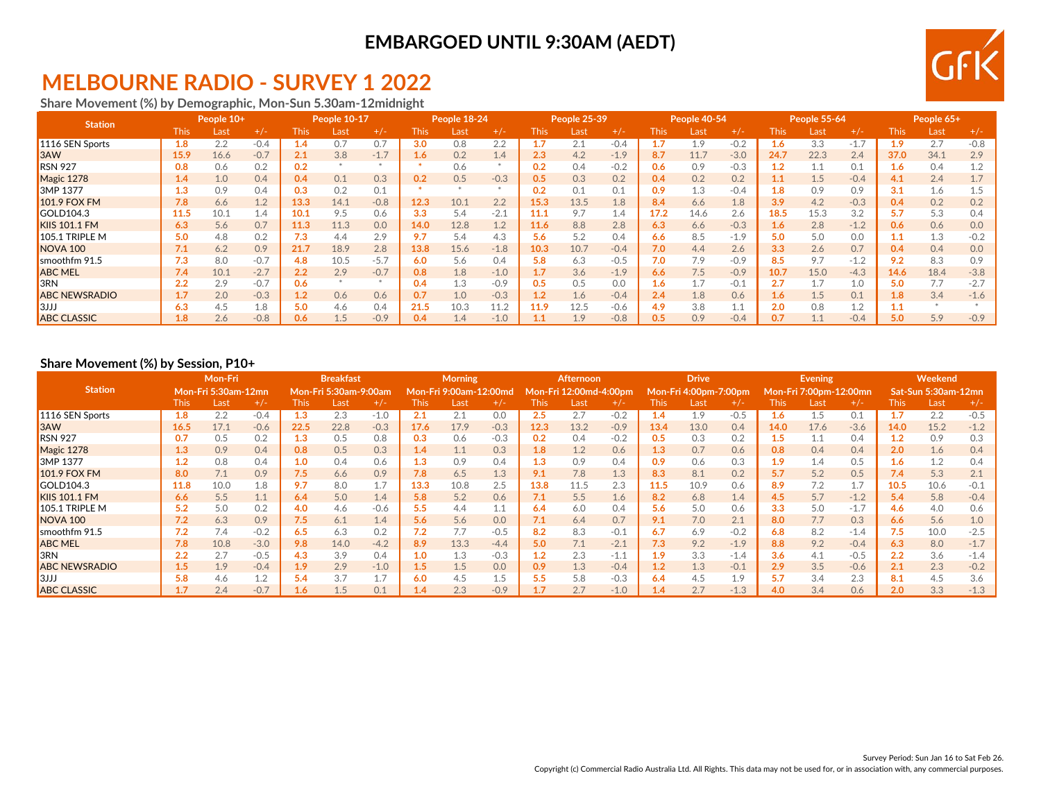**EMBARGOED UNTIL 9:30AM (AEDT)**

# MELBOURNE RADIO - SURVEY 1 2022

### Share Movement (%) by Demographic, Mon-Sun 5.30am-12midnight

| Station | People 10+ | | | People 10-17 | | | People 18-24 | | | People 25-39 | | | People 40-54 | | | People 55-64 | | | People 65+ | | |
|---|---|---|---|---|---|---|---|---|---|---|---|---|---|---|---|---|---|---|---|---|---|
| | This | Last | +/- | This | Last | +/- | This | Last | +/- | This | Last | +/- | This | Last | +/- | This | Last | +/- | This | Last | +/- |
| 1116 SEN Sports | 1.8 | 2.2 | -0.4 | 1.4 | 0.7 | 0.7 | 3.0 | 0.8 | 2.2 | 1.7 | 2.1 | -0.4 | 1.7 | 1.9 | -0.2 | 1.6 | 3.3 | -1.7 | 1.9 | 2.7 | -0.8 |
| 3AW | 15.9 | 16.6 | -0.7 | 2.1 | 3.8 | -1.7 | 1.6 | 0.2 | 1.4 | 2.3 | 4.2 | -1.9 | 8.7 | 11.7 | -3.0 | 24.7 | 22.3 | 2.4 | 37.0 | 34.1 | 2.9 |
| RSN 927 | 0.8 | 0.6 | 0.2 | 0.2 | * | * | * | 0.6 | * | 0.2 | 0.4 | -0.2 | 0.6 | 0.9 | -0.3 | 1.2 | 1.1 | 0.1 | 1.6 | 0.4 | 1.2 |
| Magic 1278 | 1.4 | 1.0 | 0.4 | 0.4 | 0.1 | 0.3 | 0.2 | 0.5 | -0.3 | 0.5 | 0.3 | 0.2 | 0.4 | 0.2 | 0.2 | 1.1 | 1.5 | -0.4 | 4.1 | 2.4 | 1.7 |
| 3MP 1377 | 1.3 | 0.9 | 0.4 | 0.3 | 0.2 | 0.1 | * | * | * | 0.2 | 0.1 | 0.1 | 0.9 | 1.3 | -0.4 | 1.8 | 0.9 | 0.9 | 3.1 | 1.6 | 1.5 |
| 101.9 FOX FM | 7.8 | 6.6 | 1.2 | 13.3 | 14.1 | -0.8 | 12.3 | 10.1 | 2.2 | 15.3 | 13.5 | 1.8 | 8.4 | 6.6 | 1.8 | 3.9 | 4.2 | -0.3 | 0.4 | 0.2 | 0.2 |
| GOLD104.3 | 11.5 | 10.1 | 1.4 | 10.1 | 9.5 | 0.6 | 3.3 | 5.4 | -2.1 | 11.1 | 9.7 | 1.4 | 17.2 | 14.6 | 2.6 | 18.5 | 15.3 | 3.2 | 5.7 | 5.3 | 0.4 |
| KIIS 101.1 FM | 6.3 | 5.6 | 0.7 | 11.3 | 11.3 | 0.0 | 14.0 | 12.8 | 1.2 | 11.6 | 8.8 | 2.8 | 6.3 | 6.6 | -0.3 | 1.6 | 2.8 | -1.2 | 0.6 | 0.6 | 0.0 |
| 105.1 TRIPLE M | 5.0 | 4.8 | 0.2 | 7.3 | 4.4 | 2.9 | 9.7 | 5.4 | 4.3 | 5.6 | 5.2 | 0.4 | 6.6 | 8.5 | -1.9 | 5.0 | 5.0 | 0.0 | 1.1 | 1.3 | -0.2 |
| NOVA 100 | 7.1 | 6.2 | 0.9 | 21.7 | 18.9 | 2.8 | 13.8 | 15.6 | -1.8 | 10.3 | 10.7 | -0.4 | 7.0 | 4.4 | 2.6 | 3.3 | 2.6 | 0.7 | 0.4 | 0.4 | 0.0 |
| smoothfm 91.5 | 7.3 | 8.0 | -0.7 | 4.8 | 10.5 | -5.7 | 6.0 | 5.6 | 0.4 | 5.8 | 6.3 | -0.5 | 7.0 | 7.9 | -0.9 | 8.5 | 9.7 | -1.2 | 9.2 | 8.3 | 0.9 |
| ABC MEL | 7.4 | 10.1 | -2.7 | 2.2 | 2.9 | -0.7 | 0.8 | 1.8 | -1.0 | 1.7 | 3.6 | -1.9 | 6.6 | 7.5 | -0.9 | 10.7 | 15.0 | -4.3 | 14.6 | 18.4 | -3.8 |
| 3RN | 2.2 | 2.9 | -0.7 | 0.6 | * | * | 0.4 | 1.3 | -0.9 | 0.5 | 0.5 | 0.0 | 1.6 | 1.7 | -0.1 | 2.7 | 1.7 | 1.0 | 5.0 | 7.7 | -2.7 |
| ABC NEWSRADIO | 1.7 | 2.0 | -0.3 | 1.2 | 0.6 | 0.6 | 0.7 | 1.0 | -0.3 | 1.2 | 1.6 | -0.4 | 2.4 | 1.8 | 0.6 | 1.6 | 1.5 | 0.1 | 1.8 | 3.4 | -1.6 |
| 3JJJ | 6.3 | 4.5 | 1.8 | 5.0 | 4.6 | 0.4 | 21.5 | 10.3 | 11.2 | 11.9 | 12.5 | -0.6 | 4.9 | 3.8 | 1.1 | 2.0 | 0.8 | 1.2 | 1.1 | * | * |
| ABC CLASSIC | 1.8 | 2.6 | -0.8 | 0.6 | 1.5 | -0.9 | 0.4 | 1.4 | -1.0 | 1.1 | 1.9 | -0.8 | 0.5 | 0.9 | -0.4 | 0.7 | 1.1 | -0.4 | 5.0 | 5.9 | -0.9 |

### Share Movement (%) by Session, P10+

| Station | Mon-Fri | | | Breakfast | | | Morning | | | Afternoon | | | Drive | | | Evening | | | Weekend | | |
|---|---|---|---|---|---|---|---|---|---|---|---|---|---|---|---|---|---|---|---|---|---|
| | Mon-Fri 5:30am-12mn | | | Mon-Fri 5:30am-9:00am | | | Mon-Fri 9:00am-12:00md | | | Mon-Fri 12:00md-4:00pm | | | Mon-Fri 4:00pm-7:00pm | | | Mon-Fri 7:00pm-12:00mn | | | Sat-Sun 5:30am-12mn | | |
| | This | Last | +/- | This | Last | +/- | This | Last | +/- | This | Last | +/- | This | Last | +/- | This | Last | +/- | This | Last | +/- |
| 1116 SEN Sports | 1.8 | 2.2 | -0.4 | 1.3 | 2.3 | -1.0 | 2.1 | 2.1 | 0.0 | 2.5 | 2.7 | -0.2 | 1.4 | 1.9 | -0.5 | 1.6 | 1.5 | 0.1 | 1.7 | 2.2 | -0.5 |
| 3AW | 16.5 | 17.1 | -0.6 | 22.5 | 22.8 | -0.3 | 17.6 | 17.9 | -0.3 | 12.3 | 13.2 | -0.9 | 13.4 | 13.0 | 0.4 | 14.0 | 17.6 | -3.6 | 14.0 | 15.2 | -1.2 |
| RSN 927 | 0.7 | 0.5 | 0.2 | 1.3 | 0.5 | 0.8 | 0.3 | 0.6 | -0.3 | 0.2 | 0.4 | -0.2 | 0.5 | 0.3 | 0.2 | 1.5 | 1.1 | 0.4 | 1.2 | 0.9 | 0.3 |
| Magic 1278 | 1.3 | 0.9 | 0.4 | 0.8 | 0.5 | 0.3 | 1.4 | 1.1 | 0.3 | 1.8 | 1.2 | 0.6 | 1.3 | 0.7 | 0.6 | 0.8 | 0.4 | 0.4 | 2.0 | 1.6 | 0.4 |
| 3MP 1377 | 1.2 | 0.8 | 0.4 | 1.0 | 0.4 | 0.6 | 1.3 | 0.9 | 0.4 | 1.3 | 0.9 | 0.4 | 0.9 | 0.6 | 0.3 | 1.9 | 1.4 | 0.5 | 1.6 | 1.2 | 0.4 |
| 101.9 FOX FM | 8.0 | 7.1 | 0.9 | 7.5 | 6.6 | 0.9 | 7.8 | 6.5 | 1.3 | 9.1 | 7.8 | 1.3 | 8.3 | 8.1 | 0.2 | 5.7 | 5.2 | 0.5 | 7.4 | 5.3 | 2.1 |
| GOLD104.3 | 11.8 | 10.0 | 1.8 | 9.7 | 8.0 | 1.7 | 13.3 | 10.8 | 2.5 | 13.8 | 11.5 | 2.3 | 11.5 | 10.9 | 0.6 | 8.9 | 7.2 | 1.7 | 10.5 | 10.6 | -0.1 |
| KIIS 101.1 FM | 6.6 | 5.5 | 1.1 | 6.4 | 5.0 | 1.4 | 5.8 | 5.2 | 0.6 | 7.1 | 5.5 | 1.6 | 8.2 | 6.8 | 1.4 | 4.5 | 5.7 | -1.2 | 5.4 | 5.8 | -0.4 |
| 105.1 TRIPLE M | 5.2 | 5.0 | 0.2 | 4.0 | 4.6 | -0.6 | 5.5 | 4.4 | 1.1 | 6.4 | 6.0 | 0.4 | 5.6 | 5.0 | 0.6 | 3.3 | 5.0 | -1.7 | 4.6 | 4.0 | 0.6 |
| NOVA 100 | 7.2 | 6.3 | 0.9 | 7.5 | 6.1 | 1.4 | 5.6 | 5.6 | 0.0 | 7.1 | 6.4 | 0.7 | 9.1 | 7.0 | 2.1 | 8.0 | 7.7 | 0.3 | 6.6 | 5.6 | 1.0 |
| smoothfm 91.5 | 7.2 | 7.4 | -0.2 | 6.5 | 6.3 | 0.2 | 7.2 | 7.7 | -0.5 | 8.2 | 8.3 | -0.1 | 6.7 | 6.9 | -0.2 | 6.8 | 8.2 | -1.4 | 7.5 | 10.0 | -2.5 |
| ABC MEL | 7.8 | 10.8 | -3.0 | 9.8 | 14.0 | -4.2 | 8.9 | 13.3 | -4.4 | 5.0 | 7.1 | -2.1 | 7.3 | 9.2 | -1.9 | 8.8 | 9.2 | -0.4 | 6.3 | 8.0 | -1.7 |
| 3RN | 2.2 | 2.7 | -0.5 | 4.3 | 3.9 | 0.4 | 1.0 | 1.3 | -0.3 | 1.2 | 2.3 | -1.1 | 1.9 | 3.3 | -1.4 | 3.6 | 4.1 | -0.5 | 2.2 | 3.6 | -1.4 |
| ABC NEWSRADIO | 1.5 | 1.9 | -0.4 | 1.9 | 2.9 | -1.0 | 1.5 | 1.5 | 0.0 | 0.9 | 1.3 | -0.4 | 1.2 | 1.3 | -0.1 | 2.9 | 3.5 | -0.6 | 2.1 | 2.3 | -0.2 |
| 3JJJ | 5.8 | 4.6 | 1.2 | 5.4 | 3.7 | 1.7 | 6.0 | 4.5 | 1.5 | 5.5 | 5.8 | -0.3 | 6.4 | 4.5 | 1.9 | 5.7 | 3.4 | 2.3 | 8.1 | 4.5 | 3.6 |
| ABC CLASSIC | 1.7 | 2.4 | -0.7 | 1.6 | 1.5 | 0.1 | 1.4 | 2.3 | -0.9 | 1.7 | 2.7 | -1.0 | 1.4 | 2.7 | -1.3 | 4.0 | 3.4 | 0.6 | 2.0 | 3.3 | -1.3 |

Survey Period: Sun Jan 16 to Sat Feb 26.

Copyright (c) Commercial Radio Australia Ltd. All Rights. This data may not be used for, or in association with, any commercial purposes.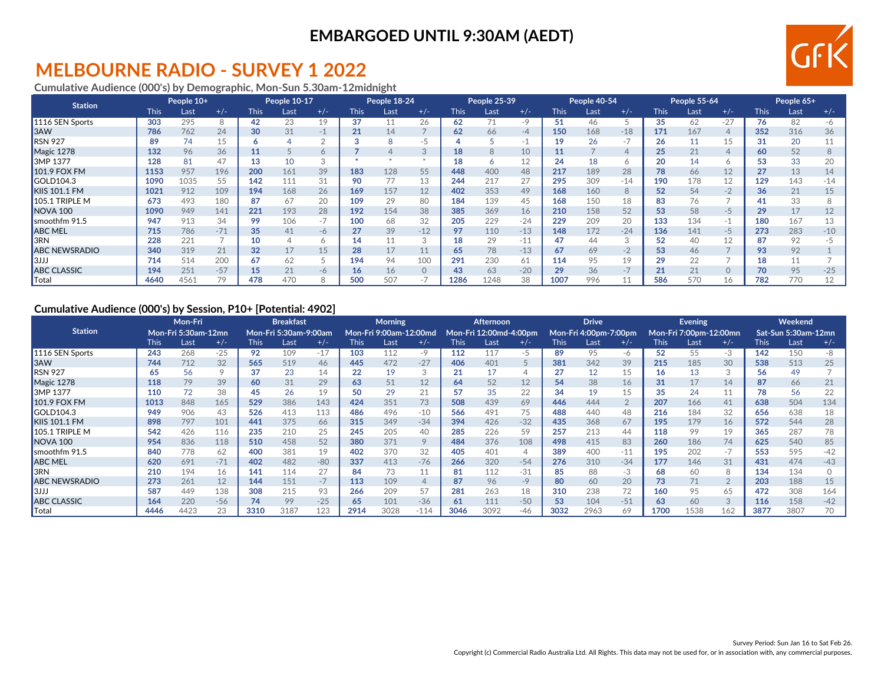**EMBARGOED UNTIL 9:30AM (AEDT)**

# MELBOURNE RADIO - SURVEY 1 2022

**Cumulative Audience (000's) by Demographic, Mon-Sun 5.30am-12midnight**

| Station | People 10+ | | | People 10-17 | | | People 18-24 | | | People 25-39 | | | People 40-54 | | | People 55-64 | | | People 65+ | | |
|---|---|---|---|---|---|---|---|---|---|---|---|---|---|---|---|---|---|---|---|---|---|
| | This | Last | +/- | This | Last | +/- | This | Last | +/- | This | Last | +/- | This | Last | +/- | This | Last | +/- | This | Last | +/- |
| 1116 SEN Sports | 303 | 295 | 8 | 42 | 23 | 19 | 37 | 11 | 26 | 62 | 71 | -9 | 51 | 46 | 5 | 35 | 62 | -27 | 76 | 82 | -6 |
| 3AW | 786 | 762 | 24 | 30 | 31 | -1 | 21 | 14 | 7 | 62 | 66 | -4 | 150 | 168 | -18 | 171 | 167 | 4 | 352 | 316 | 36 |
| RSN 927 | 89 | 74 | 15 | 6 | 4 | 2 | 3 | 8 | -5 | 4 | 5 | -1 | 19 | 26 | -7 | 26 | 11 | 15 | 31 | 20 | 11 |
| Magic 1278 | 132 | 96 | 36 | 11 | 5 | 6 | 7 | 4 | 3 | 18 | 8 | 10 | 11 | 7 | 4 | 25 | 21 | 4 | 60 | 52 | 8 |
| 3MP 1377 | 128 | 81 | 47 | 13 | 10 | 3 | * | * | * | 18 | 6 | 12 | 24 | 18 | 6 | 20 | 14 | 6 | 53 | 33 | 20 |
| 101.9 FOX FM | 1153 | 957 | 196 | 200 | 161 | 39 | 183 | 128 | 55 | 448 | 400 | 48 | 217 | 189 | 28 | 78 | 66 | 12 | 27 | 13 | 14 |
| GOLD104.3 | 1090 | 1035 | 55 | 142 | 111 | 31 | 90 | 77 | 13 | 244 | 217 | 27 | 295 | 309 | -14 | 190 | 178 | 12 | 129 | 143 | -14 |
| KIIS 101.1 FM | 1021 | 912 | 109 | 194 | 168 | 26 | 169 | 157 | 12 | 402 | 353 | 49 | 168 | 160 | 8 | 52 | 54 | -2 | 36 | 21 | 15 |
| 105.1 TRIPLE M | 673 | 493 | 180 | 87 | 67 | 20 | 109 | 29 | 80 | 184 | 139 | 45 | 168 | 150 | 18 | 83 | 76 | 7 | 41 | 33 | 8 |
| NOVA 100 | 1090 | 949 | 141 | 221 | 193 | 28 | 192 | 154 | 38 | 385 | 369 | 16 | 210 | 158 | 52 | 53 | 58 | -5 | 29 | 17 | 12 |
| smoothfm 91.5 | 947 | 913 | 34 | 99 | 106 | -7 | 100 | 68 | 32 | 205 | 229 | -24 | 229 | 209 | 20 | 133 | 134 | -1 | 180 | 167 | 13 |
| ABC MEL | 715 | 786 | -71 | 35 | 41 | -6 | 27 | 39 | -12 | 97 | 110 | -13 | 148 | 172 | -24 | 136 | 141 | -5 | 273 | 283 | -10 |
| 3RN | 228 | 221 | 7 | 10 | 4 | 6 | 14 | 11 | 3 | 18 | 29 | -11 | 47 | 44 | 3 | 52 | 40 | 12 | 87 | 92 | -5 |
| ABC NEWSRADIO | 340 | 319 | 21 | 32 | 17 | 15 | 28 | 17 | 11 | 65 | 78 | -13 | 67 | 69 | -2 | 53 | 46 | 7 | 93 | 92 | 1 |
| 3JJJ | 714 | 514 | 200 | 67 | 62 | 5 | 194 | 94 | 100 | 291 | 230 | 61 | 114 | 95 | 19 | 29 | 22 | 7 | 18 | 11 | 7 |
| ABC CLASSIC | 194 | 251 | -57 | 15 | 21 | -6 | 16 | 16 | 0 | 43 | 63 | -20 | 29 | 36 | -7 | 21 | 21 | 0 | 70 | 95 | -25 |
| Total | 4640 | 4561 | 79 | 478 | 470 | 8 | 500 | 507 | -7 | 1286 | 1248 | 38 | 1007 | 996 | 11 | 586 | 570 | 16 | 782 | 770 | 12 |

**Cumulative Audience (000's) by Session, P10+ [Potential: 4902]**

| Station | Mon-Fri Mon-Fri 5:30am-12mn | | | Breakfast Mon-Fri 5:30am-9:00am | | | Morning Mon-Fri 9:00am-12:00md | | | Afternoon Mon-Fri 12:00md-4:00pm | | | Drive Mon-Fri 4:00pm-7:00pm | | | Evening Mon-Fri 7:00pm-12:00mn | | | Weekend Sat-Sun 5:30am-12mn | | |
|---|---|---|---|---|---|---|---|---|---|---|---|---|---|---|---|---|---|---|---|---|---|
| | This | Last | +/- | This | Last | +/- | This | Last | +/- | This | Last | +/- | This | Last | +/- | This | Last | +/- | This | Last | +/- |
| 1116 SEN Sports | 243 | 268 | -25 | 92 | 109 | -17 | 103 | 112 | -9 | 112 | 117 | -5 | 89 | 95 | -6 | 52 | 55 | -3 | 142 | 150 | -8 |
| 3AW | 744 | 712 | 32 | 565 | 519 | 46 | 445 | 472 | -27 | 406 | 401 | 5 | 381 | 342 | 39 | 215 | 185 | 30 | 538 | 513 | 25 |
| RSN 927 | 65 | 56 | 9 | 37 | 23 | 14 | 22 | 19 | 3 | 21 | 17 | 4 | 27 | 12 | 15 | 16 | 13 | 3 | 56 | 49 | 7 |
| Magic 1278 | 118 | 79 | 39 | 60 | 31 | 29 | 63 | 51 | 12 | 64 | 52 | 12 | 54 | 38 | 16 | 31 | 17 | 14 | 87 | 66 | 21 |
| 3MP 1377 | 110 | 72 | 38 | 45 | 26 | 19 | 50 | 29 | 21 | 57 | 35 | 22 | 34 | 19 | 15 | 35 | 24 | 11 | 78 | 56 | 22 |
| 101.9 FOX FM | 1013 | 848 | 165 | 529 | 386 | 143 | 424 | 351 | 73 | 508 | 439 | 69 | 446 | 444 | 2 | 207 | 166 | 41 | 638 | 504 | 134 |
| GOLD104.3 | 949 | 906 | 43 | 526 | 413 | 113 | 486 | 496 | -10 | 566 | 491 | 75 | 488 | 440 | 48 | 216 | 184 | 32 | 656 | 638 | 18 |
| KIIS 101.1 FM | 898 | 797 | 101 | 441 | 375 | 66 | 315 | 349 | -34 | 394 | 426 | -32 | 435 | 368 | 67 | 195 | 179 | 16 | 572 | 544 | 28 |
| 105.1 TRIPLE M | 542 | 426 | 116 | 235 | 210 | 25 | 245 | 205 | 40 | 285 | 226 | 59 | 257 | 213 | 44 | 118 | 99 | 19 | 365 | 287 | 78 |
| NOVA 100 | 954 | 836 | 118 | 510 | 458 | 52 | 380 | 371 | 9 | 484 | 376 | 108 | 498 | 415 | 83 | 260 | 186 | 74 | 625 | 540 | 85 |
| smoothfm 91.5 | 840 | 778 | 62 | 400 | 381 | 19 | 402 | 370 | 32 | 405 | 401 | 4 | 389 | 400 | -11 | 195 | 202 | -7 | 553 | 595 | -42 |
| ABC MEL | 620 | 691 | -71 | 402 | 482 | -80 | 337 | 413 | -76 | 266 | 320 | -54 | 276 | 310 | -34 | 177 | 146 | 31 | 431 | 474 | -43 |
| 3RN | 210 | 194 | 16 | 141 | 114 | 27 | 84 | 73 | 11 | 81 | 112 | -31 | 85 | 88 | -3 | 68 | 60 | 8 | 134 | 134 | 0 |
| ABC NEWSRADIO | 273 | 261 | 12 | 144 | 151 | -7 | 113 | 109 | 4 | 87 | 96 | -9 | 80 | 60 | 20 | 73 | 71 | 2 | 203 | 188 | 15 |
| 3JJJ | 587 | 449 | 138 | 308 | 215 | 93 | 266 | 209 | 57 | 281 | 263 | 18 | 310 | 238 | 72 | 160 | 95 | 65 | 472 | 308 | 164 |
| ABC CLASSIC | 164 | 220 | -56 | 74 | 99 | -25 | 65 | 101 | -36 | 61 | 111 | -50 | 53 | 104 | -51 | 63 | 60 | 3 | 116 | 158 | -42 |
| Total | 4446 | 4423 | 23 | 3310 | 3187 | 123 | 2914 | 3028 | -114 | 3046 | 3092 | -46 | 3032 | 2963 | 69 | 1700 | 1538 | 162 | 3877 | 3807 | 70 |

Survey Period: Sun Jan 16 to Sat Feb 26.

Copyright (c) Commercial Radio Australia Ltd. All Rights. This data may not be used for, or in association with, any commercial purposes.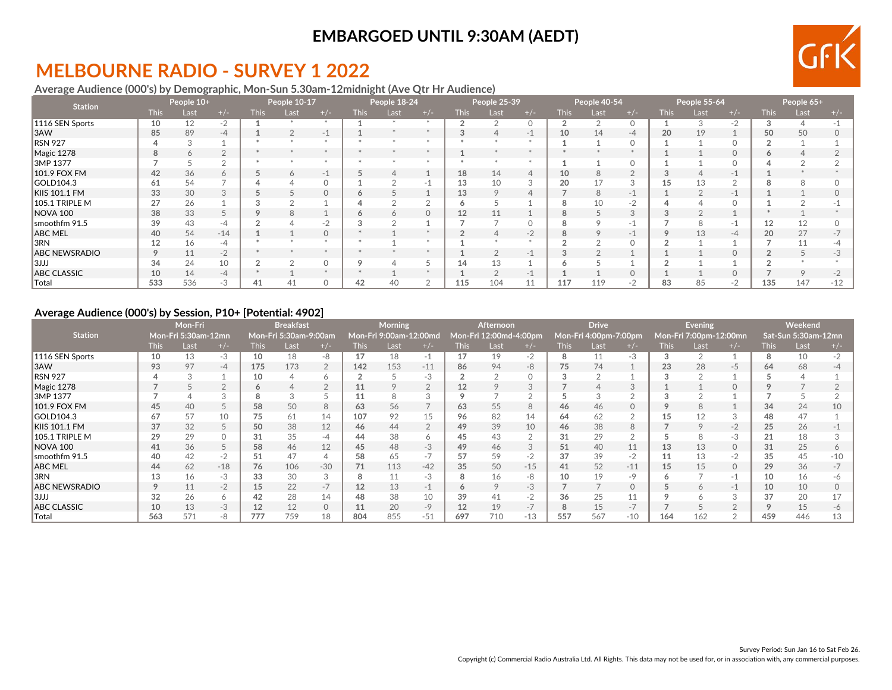EMBARGOED UNTIL 9:30AM (AEDT)

# MELBOURNE RADIO - SURVEY 1 2022

## Average Audience (000's) by Demographic, Mon-Sun 5.30am-12midnight (Ave Qtr Hr Audience)

| Station | People 10+ | | | People 10-17 | | | People 18-24 | | | People 25-39 | | | People 40-54 | | | People 55-64 | | | People 65+ | | |
|---|---|---|---|---|---|---|---|---|---|---|---|---|---|---|---|---|---|---|---|---|---|
| | This | Last | +/- | This | Last | +/- | This | Last | +/- | This | Last | +/- | This | Last | +/- | This | Last | +/- | This | Last | +/- |
| 1116 SEN Sports | 10 | 12 | -2 | 1 | * | * | 1 | * | * | 2 | 2 | 0 | 2 | 2 | 0 | 1 | 3 | -2 | 3 | 4 | -1 |
| 3AW | 85 | 89 | -4 | 1 | 2 | -1 | 1 | * | * | 3 | 4 | -1 | 10 | 14 | -4 | 20 | 19 | 1 | 50 | 50 | 0 |
| RSN 927 | 4 | 3 | 1 | * | * | * | * | * | * | * | * | * | 1 | 1 | 0 | 1 | 1 | 0 | 2 | 1 | 1 |
| Magic 1278 | 8 | 6 | 2 | * | * | * | * | * | * | 1 | * | * | * | * | * | 1 | 1 | 0 | 6 | 4 | 2 |
| 3MP 1377 | 7 | 5 | 2 | * | * | * | * | * | * | * | * | * | 1 | 1 | 0 | 1 | 1 | 0 | 4 | 2 | 2 |
| 101.9 FOX FM | 42 | 36 | 6 | 5 | 6 | -1 | 5 | 4 | 1 | 18 | 14 | 4 | 10 | 8 | 2 | 3 | 4 | -1 | 1 | * | * |
| GOLD104.3 | 61 | 54 | 7 | 4 | 4 | 0 | 1 | 2 | -1 | 13 | 10 | 3 | 20 | 17 | 3 | 15 | 13 | 2 | 8 | 8 | 0 |
| KIIS 101.1 FM | 33 | 30 | 3 | 5 | 5 | 0 | 6 | 5 | 1 | 13 | 9 | 4 | 7 | 8 | -1 | 1 | 2 | -1 | 1 | 1 | 0 |
| 105.1 TRIPLE M | 27 | 26 | 1 | 3 | 2 | 1 | 4 | 2 | 2 | 6 | 5 | 1 | 8 | 10 | -2 | 4 | 4 | 0 | 1 | 2 | -1 |
| NOVA 100 | 38 | 33 | 5 | 9 | 8 | 1 | 6 | 6 | 0 | 12 | 11 | 1 | 8 | 5 | 3 | 3 | 2 | 1 | * | 1 | * |
| smoothfm 91.5 | 39 | 43 | -4 | 2 | 4 | -2 | 3 | 2 | 1 | 7 | 7 | 0 | 8 | 9 | -1 | 7 | 8 | -1 | 12 | 12 | 0 |
| ABC MEL | 40 | 54 | -14 | 1 | 1 | 0 | * | 1 | * | 2 | 4 | -2 | 8 | 9 | -1 | 9 | 13 | -4 | 20 | 27 | -7 |
| 3RN | 12 | 16 | -4 | * | * | * | * | 1 | * | 1 | * | * | 2 | 2 | 0 | 2 | 1 | 1 | 7 | 11 | -4 |
| ABC NEWSRADIO | 9 | 11 | -2 | * | * | * | * | * | * | 1 | 2 | -1 | 3 | 2 | 1 | 1 | 1 | 0 | 2 | 5 | -3 |
| 3JJJ | 34 | 24 | 10 | 2 | 2 | 0 | 9 | 4 | 5 | 14 | 13 | 1 | 6 | 5 | 1 | 2 | 1 | 1 | 2 | * | * |
| ABC CLASSIC | 10 | 14 | -4 | * | 1 | * | * | 1 | * | 1 | 2 | -1 | 1 | 1 | 0 | 1 | 1 | 0 | 7 | 9 | -2 |
| Total | 533 | 536 | -3 | 41 | 41 | 0 | 42 | 40 | 2 | 115 | 104 | 11 | 117 | 119 | -2 | 83 | 85 | -2 | 135 | 147 | -12 |

## Average Audience (000's) by Session, P10+ [Potential: 4902]

| Station | Mon-Fri Mon-Fri 5:30am-12mn | | | Breakfast Mon-Fri 5:30am-9:00am | | | Morning Mon-Fri 9:00am-12:00md | | | Afternoon Mon-Fri 12:00md-4:00pm | | | Drive Mon-Fri 4:00pm-7:00pm | | | Evening Mon-Fri 7:00pm-12:00mn | | | Weekend Sat-Sun 5:30am-12mn | | |
|---|---|---|---|---|---|---|---|---|---|---|---|---|---|---|---|---|---|---|---|---|---|
| | This | Last | +/- | This | Last | +/- | This | Last | +/- | This | Last | +/- | This | Last | +/- | This | Last | +/- | This | Last | +/- |
| 1116 SEN Sports | 10 | 13 | -3 | 10 | 18 | -8 | 17 | 18 | -1 | 17 | 19 | -2 | 8 | 11 | -3 | 3 | 2 | 1 | 8 | 10 | -2 |
| 3AW | 93 | 97 | -4 | 175 | 173 | 2 | 142 | 153 | -11 | 86 | 94 | -8 | 75 | 74 | 1 | 23 | 28 | -5 | 64 | 68 | -4 |
| RSN 927 | 4 | 3 | 1 | 10 | 4 | 6 | 2 | 5 | -3 | 2 | 2 | 0 | 3 | 2 | 1 | 3 | 2 | 1 | 5 | 4 | 1 |
| Magic 1278 | 7 | 5 | 2 | 6 | 4 | 2 | 11 | 9 | 2 | 12 | 9 | 3 | 7 | 4 | 3 | 1 | 1 | 0 | 9 | 7 | 2 |
| 3MP 1377 | 7 | 4 | 3 | 8 | 3 | 5 | 11 | 8 | 3 | 9 | 7 | 2 | 5 | 3 | 2 | 3 | 2 | 1 | 7 | 5 | 2 |
| 101.9 FOX FM | 45 | 40 | 5 | 58 | 50 | 8 | 63 | 56 | 7 | 63 | 55 | 8 | 46 | 46 | 0 | 9 | 8 | 1 | 34 | 24 | 10 |
| GOLD104.3 | 67 | 57 | 10 | 75 | 61 | 14 | 107 | 92 | 15 | 96 | 82 | 14 | 64 | 62 | 2 | 15 | 12 | 3 | 48 | 47 | 1 |
| KIIS 101.1 FM | 37 | 32 | 5 | 50 | 38 | 12 | 46 | 44 | 2 | 49 | 39 | 10 | 46 | 38 | 8 | 7 | 9 | -2 | 25 | 26 | -1 |
| 105.1 TRIPLE M | 29 | 29 | 0 | 31 | 35 | -4 | 44 | 38 | 6 | 45 | 43 | 2 | 31 | 29 | 2 | 5 | 8 | -3 | 21 | 18 | 3 |
| NOVA 100 | 41 | 36 | 5 | 58 | 46 | 12 | 45 | 48 | -3 | 49 | 46 | 3 | 51 | 40 | 11 | 13 | 13 | 0 | 31 | 25 | 6 |
| smoothfm 91.5 | 40 | 42 | -2 | 51 | 47 | 4 | 58 | 65 | -7 | 57 | 59 | -2 | 37 | 39 | -2 | 11 | 13 | -2 | 35 | 45 | -10 |
| ABC MEL | 44 | 62 | -18 | 76 | 106 | -30 | 71 | 113 | -42 | 35 | 50 | -15 | 41 | 52 | -11 | 15 | 15 | 0 | 29 | 36 | -7 |
| 3RN | 13 | 16 | -3 | 33 | 30 | 3 | 8 | 11 | -3 | 8 | 16 | -8 | 10 | 19 | -9 | 6 | 7 | -1 | 10 | 16 | -6 |
| ABC NEWSRADIO | 9 | 11 | -2 | 15 | 22 | -7 | 12 | 13 | -1 | 6 | 9 | -3 | 7 | 7 | 0 | 5 | 6 | -1 | 10 | 10 | 0 |
| 3JJJ | 32 | 26 | 6 | 42 | 28 | 14 | 48 | 38 | 10 | 39 | 41 | -2 | 36 | 25 | 11 | 9 | 6 | 3 | 37 | 20 | 17 |
| ABC CLASSIC | 10 | 13 | -3 | 12 | 12 | 0 | 11 | 20 | -9 | 12 | 19 | -7 | 8 | 15 | -7 | 7 | 5 | 2 | 9 | 15 | -6 |
| Total | 563 | 571 | -8 | 777 | 759 | 18 | 804 | 855 | -51 | 697 | 710 | -13 | 557 | 567 | -10 | 164 | 162 | 2 | 459 | 446 | 13 |

Survey Period: Sun Jan 16 to Sat Feb 26.

Copyright (c) Commercial Radio Australia Ltd. All Rights. This data may not be used for, or in association with, any commercial purposes.